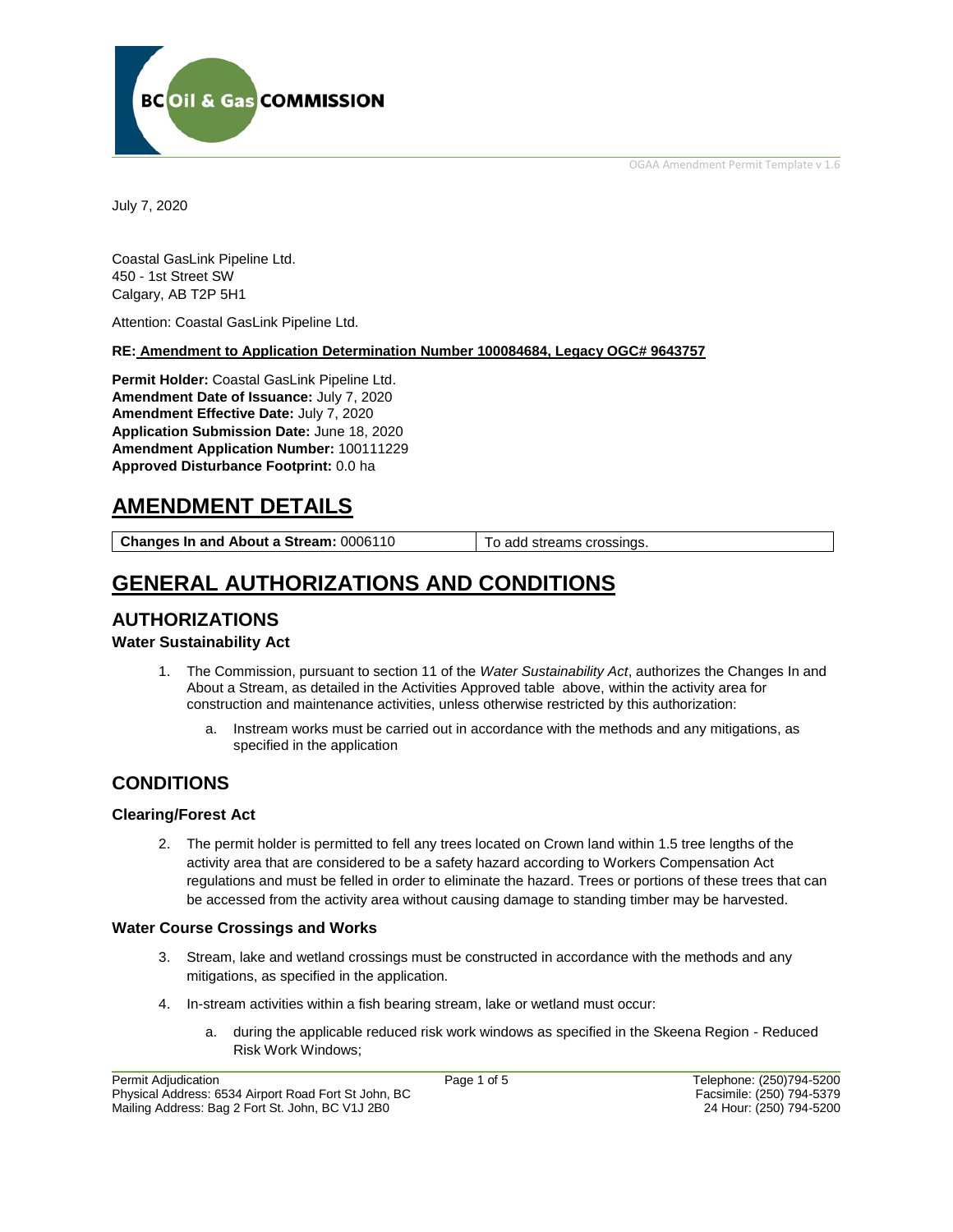BC Oil & Gas COMMISSION

OGAA Amendment Permit Template v 1.6

July 7, 2020

Coastal GasLink Pipeline Ltd.
450 - 1st Street SW
Calgary, AB T2P 5H1

Attention: Coastal GasLink Pipeline Ltd.

**RE: Amendment to Application Determination Number 100084684, Legacy OGC# 9643757**

**Permit Holder:** Coastal GasLink Pipeline Ltd.
**Amendment Date of Issuance:** July 7, 2020
**Amendment Effective Date:** July 7, 2020
**Application Submission Date:** June 18, 2020
**Amendment Application Number:** 100111229
**Approved Disturbance Footprint:** 0.0 ha

# AMENDMENT DETAILS

| **Changes In and About a Stream:** 0006110 | To add streams crossings. |
|---|---|

# GENERAL AUTHORIZATIONS AND CONDITIONS

## AUTHORIZATIONS

### Water Sustainability Act

1. The Commission, pursuant to section 11 of the *Water Sustainability Act*, authorizes the Changes In and About a Stream, as detailed in the Activities Approved table above, within the activity area for construction and maintenance activities, unless otherwise restricted by this authorization:
   a. Instream works must be carried out in accordance with the methods and any mitigations, as specified in the application

## CONDITIONS

### Clearing/Forest Act

2. The permit holder is permitted to fell any trees located on Crown land within 1.5 tree lengths of the activity area that are considered to be a safety hazard according to Workers Compensation Act regulations and must be felled in order to eliminate the hazard. Trees or portions of these trees that can be accessed from the activity area without causing damage to standing timber may be harvested.

### Water Course Crossings and Works

3. Stream, lake and wetland crossings must be constructed in accordance with the methods and any mitigations, as specified in the application.
4. In-stream activities within a fish bearing stream, lake or wetland must occur:
   a. during the applicable reduced risk work windows as specified in the Skeena Region - Reduced Risk Work Windows;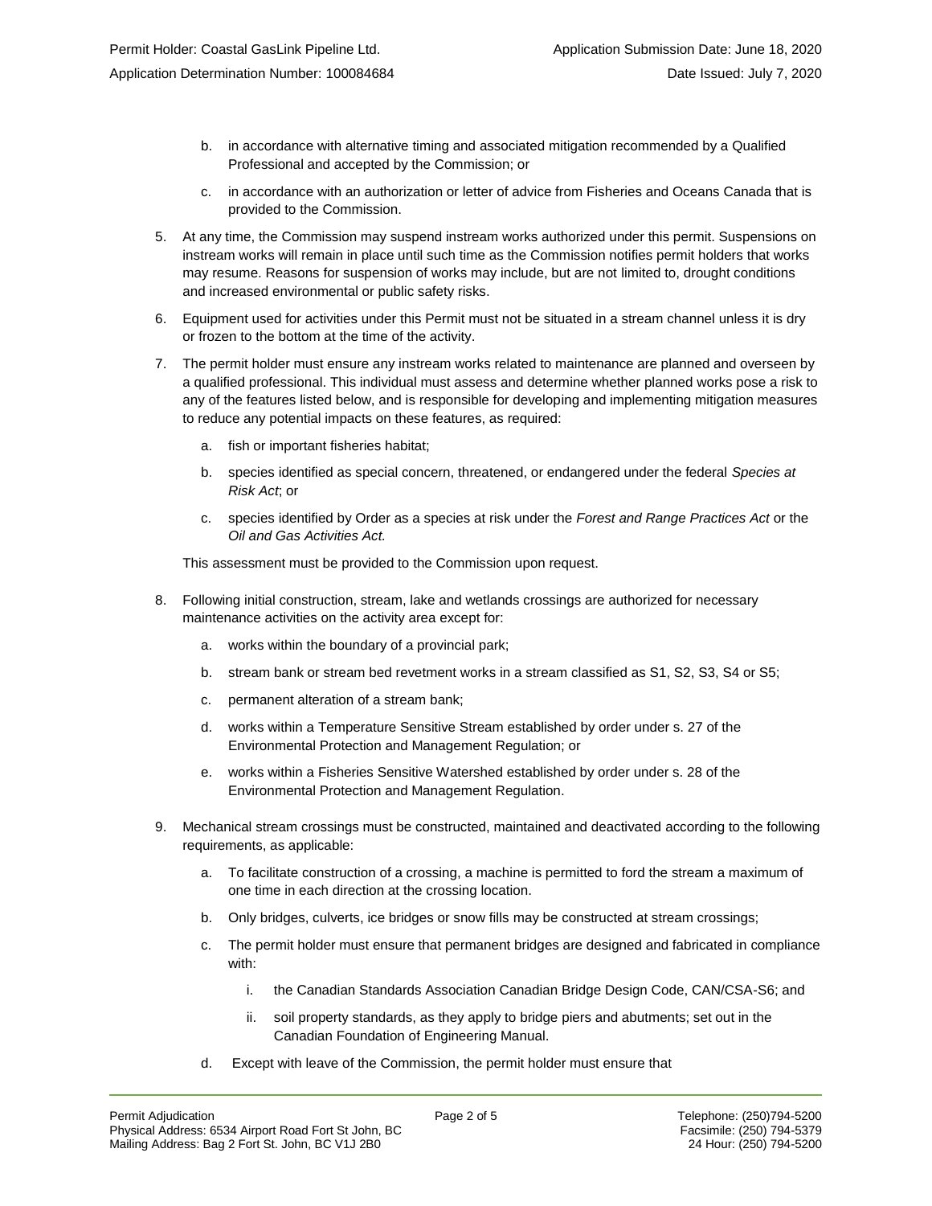b. in accordance with alternative timing and associated mitigation recommended by a Qualified Professional and accepted by the Commission; or

c. in accordance with an authorization or letter of advice from Fisheries and Oceans Canada that is provided to the Commission.

5. At any time, the Commission may suspend instream works authorized under this permit. Suspensions on instream works will remain in place until such time as the Commission notifies permit holders that works may resume. Reasons for suspension of works may include, but are not limited to, drought conditions and increased environmental or public safety risks.

6. Equipment used for activities under this Permit must not be situated in a stream channel unless it is dry or frozen to the bottom at the time of the activity.

7. The permit holder must ensure any instream works related to maintenance are planned and overseen by a qualified professional. This individual must assess and determine whether planned works pose a risk to any of the features listed below, and is responsible for developing and implementing mitigation measures to reduce any potential impacts on these features, as required:

   a. fish or important fisheries habitat;

   b. species identified as special concern, threatened, or endangered under the federal *Species at Risk Act*; or

   c. species identified by Order as a species at risk under the *Forest and Range Practices Act* or the *Oil and Gas Activities Act.*

   This assessment must be provided to the Commission upon request.

8. Following initial construction, stream, lake and wetlands crossings are authorized for necessary maintenance activities on the activity area except for:

   a. works within the boundary of a provincial park;

   b. stream bank or stream bed revetment works in a stream classified as S1, S2, S3, S4 or S5;

   c. permanent alteration of a stream bank;

   d. works within a Temperature Sensitive Stream established by order under s. 27 of the Environmental Protection and Management Regulation; or

   e. works within a Fisheries Sensitive Watershed established by order under s. 28 of the Environmental Protection and Management Regulation.

9. Mechanical stream crossings must be constructed, maintained and deactivated according to the following requirements, as applicable:

   a. To facilitate construction of a crossing, a machine is permitted to ford the stream a maximum of one time in each direction at the crossing location.

   b. Only bridges, culverts, ice bridges or snow fills may be constructed at stream crossings;

   c. The permit holder must ensure that permanent bridges are designed and fabricated in compliance with:

      i. the Canadian Standards Association Canadian Bridge Design Code, CAN/CSA-S6; and

      ii. soil property standards, as they apply to bridge piers and abutments; set out in the Canadian Foundation of Engineering Manual.

   d. Except with leave of the Commission, the permit holder must ensure that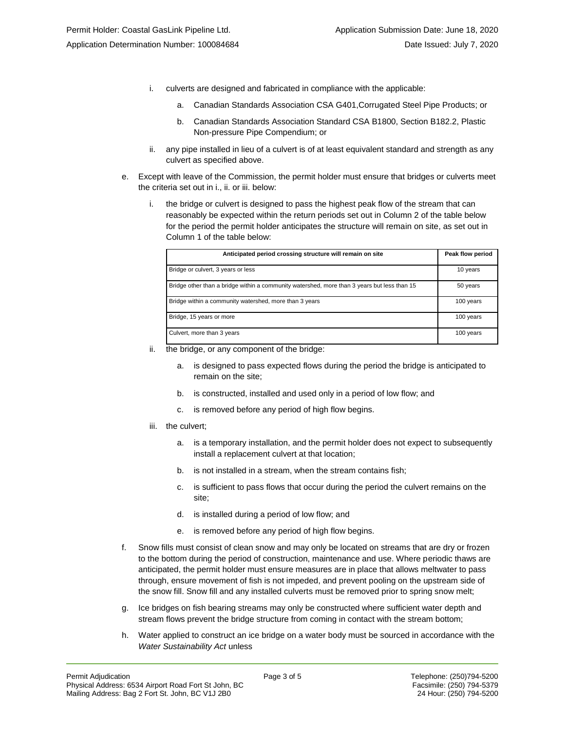i. culverts are designed and fabricated in compliance with the applicable:

   a. Canadian Standards Association CSA G401,Corrugated Steel Pipe Products; or

   b. Canadian Standards Association Standard CSA B1800, Section B182.2, Plastic Non-pressure Pipe Compendium; or

ii. any pipe installed in lieu of a culvert is of at least equivalent standard and strength as any culvert as specified above.

e. Except with leave of the Commission, the permit holder must ensure that bridges or culverts meet the criteria set out in i., ii. or iii. below:

   i. the bridge or culvert is designed to pass the highest peak flow of the stream that can reasonably be expected within the return periods set out in Column 2 of the table below for the period the permit holder anticipates the structure will remain on site, as set out in Column 1 of the table below:

| Anticipated period crossing structure will remain on site | Peak flow period |
|---|---|
| Bridge or culvert, 3 years or less | 10 years |
| Bridge other than a bridge within a community watershed, more than 3 years but less than 15 | 50 years |
| Bridge within a community watershed, more than 3 years | 100 years |
| Bridge, 15 years or more | 100 years |
| Culvert, more than 3 years | 100 years |

   ii. the bridge, or any component of the bridge:

      a. is designed to pass expected flows during the period the bridge is anticipated to remain on the site;

      b. is constructed, installed and used only in a period of low flow; and

      c. is removed before any period of high flow begins.

   iii. the culvert;

      a. is a temporary installation, and the permit holder does not expect to subsequently install a replacement culvert at that location;

      b. is not installed in a stream, when the stream contains fish;

      c. is sufficient to pass flows that occur during the period the culvert remains on the site;

      d. is installed during a period of low flow; and

      e. is removed before any period of high flow begins.

f. Snow fills must consist of clean snow and may only be located on streams that are dry or frozen to the bottom during the period of construction, maintenance and use. Where periodic thaws are anticipated, the permit holder must ensure measures are in place that allows meltwater to pass through, ensure movement of fish is not impeded, and prevent pooling on the upstream side of the snow fill. Snow fill and any installed culverts must be removed prior to spring snow melt;

g. Ice bridges on fish bearing streams may only be constructed where sufficient water depth and stream flows prevent the bridge structure from coming in contact with the stream bottom;

h. Water applied to construct an ice bridge on a water body must be sourced in accordance with the *Water Sustainability Act* unless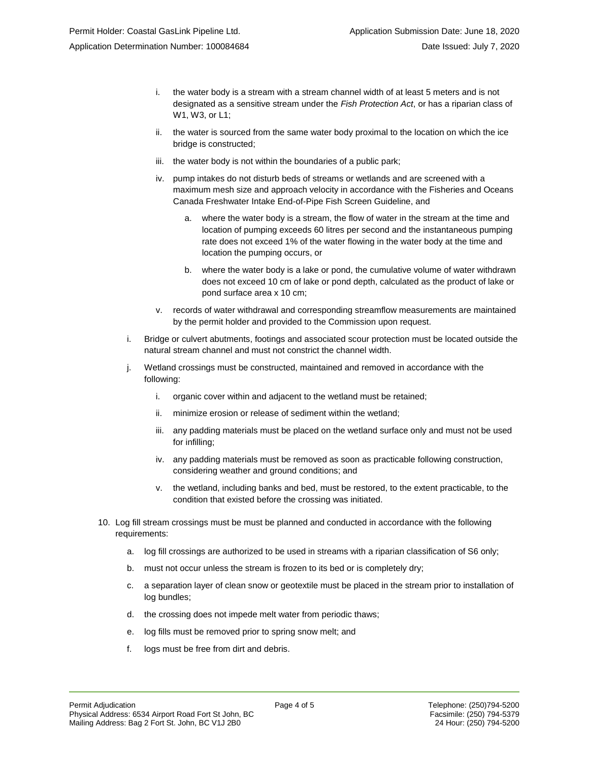i. the water body is a stream with a stream channel width of at least 5 meters and is not designated as a sensitive stream under the *Fish Protection Act*, or has a riparian class of W1, W3, or L1;

ii. the water is sourced from the same water body proximal to the location on which the ice bridge is constructed;

iii. the water body is not within the boundaries of a public park;

iv. pump intakes do not disturb beds of streams or wetlands and are screened with a maximum mesh size and approach velocity in accordance with the Fisheries and Oceans Canada Freshwater Intake End-of-Pipe Fish Screen Guideline, and

   a. where the water body is a stream, the flow of water in the stream at the time and location of pumping exceeds 60 litres per second and the instantaneous pumping rate does not exceed 1% of the water flowing in the water body at the time and location the pumping occurs, or

   b. where the water body is a lake or pond, the cumulative volume of water withdrawn does not exceed 10 cm of lake or pond depth, calculated as the product of lake or pond surface area x 10 cm;

v. records of water withdrawal and corresponding streamflow measurements are maintained by the permit holder and provided to the Commission upon request.

i. Bridge or culvert abutments, footings and associated scour protection must be located outside the natural stream channel and must not constrict the channel width.

j. Wetland crossings must be constructed, maintained and removed in accordance with the following:

   i. organic cover within and adjacent to the wetland must be retained;

   ii. minimize erosion or release of sediment within the wetland;

   iii. any padding materials must be placed on the wetland surface only and must not be used for infilling;

   iv. any padding materials must be removed as soon as practicable following construction, considering weather and ground conditions; and

   v. the wetland, including banks and bed, must be restored, to the extent practicable, to the condition that existed before the crossing was initiated.

10. Log fill stream crossings must be must be planned and conducted in accordance with the following requirements:

   a. log fill crossings are authorized to be used in streams with a riparian classification of S6 only;

   b. must not occur unless the stream is frozen to its bed or is completely dry;

   c. a separation layer of clean snow or geotextile must be placed in the stream prior to installation of log bundles;

   d. the crossing does not impede melt water from periodic thaws;

   e. log fills must be removed prior to spring snow melt; and

   f. logs must be free from dirt and debris.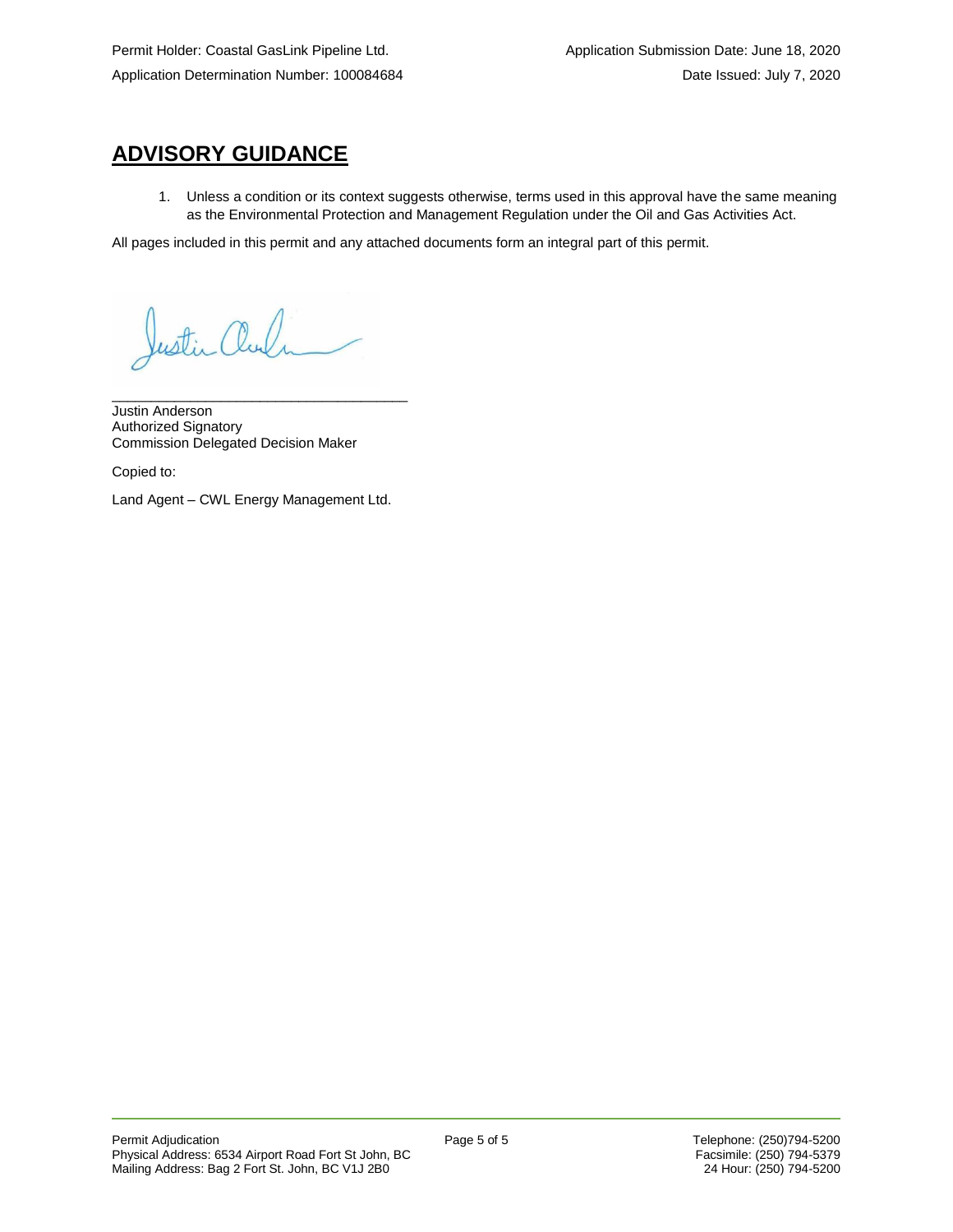## ADVISORY GUIDANCE

1. Unless a condition or its context suggests otherwise, terms used in this approval have the same meaning as the Environmental Protection and Management Regulation under the Oil and Gas Activities Act.

All pages included in this permit and any attached documents form an integral part of this permit.

_______________________________________
Justin Anderson
Authorized Signatory
Commission Delegated Decision Maker

Copied to:

Land Agent – CWL Energy Management Ltd.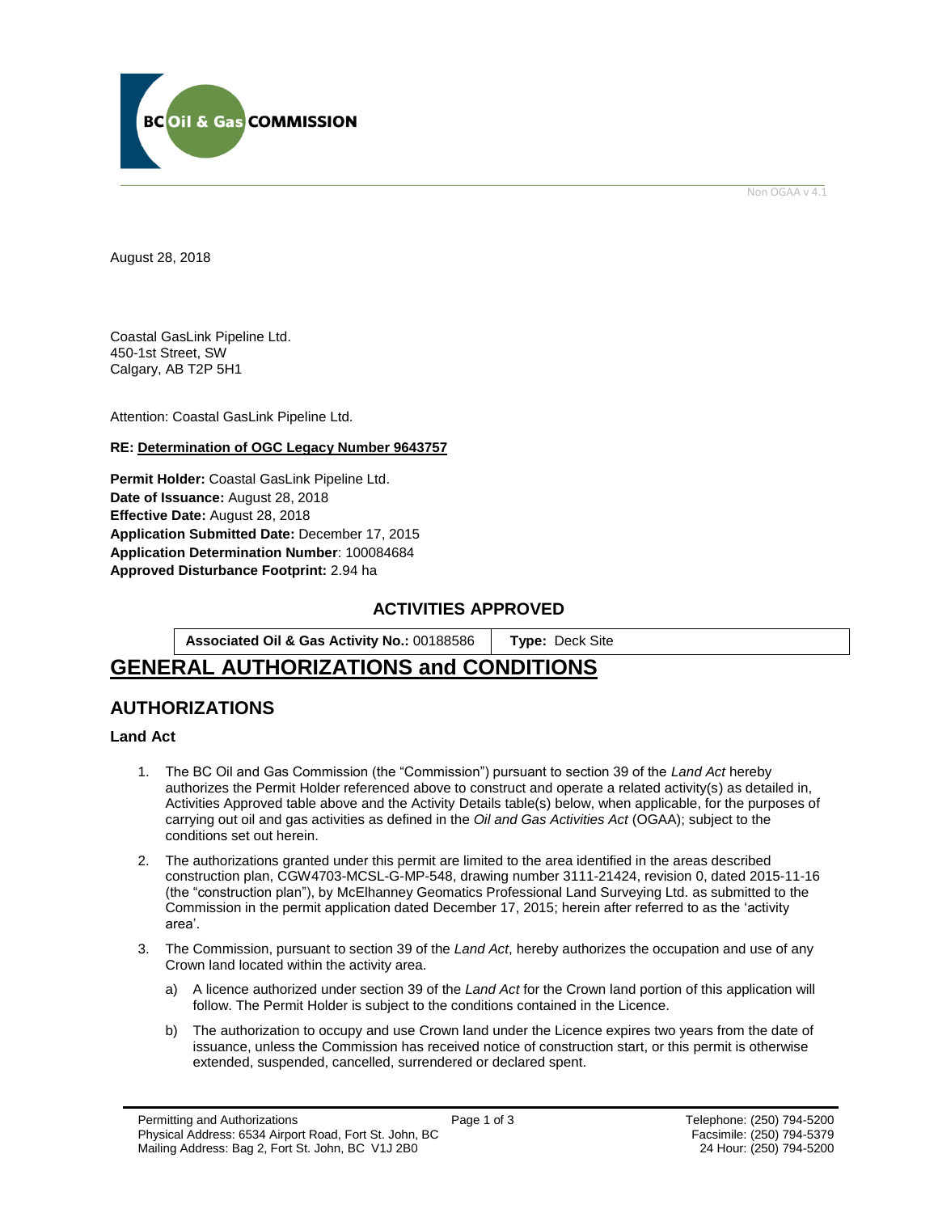BC Oil & Gas COMMISSION

Non OGAA v 4.1

August 28, 2018

Coastal GasLink Pipeline Ltd.
450-1st Street, SW
Calgary, AB T2P 5H1

Attention: Coastal GasLink Pipeline Ltd.

**RE: Determination of OGC Legacy Number 9643757**

**Permit Holder:** Coastal GasLink Pipeline Ltd.
**Date of Issuance:** August 28, 2018
**Effective Date:** August 28, 2018
**Application Submitted Date:** December 17, 2015
**Application Determination Number**: 100084684
**Approved Disturbance Footprint:** 2.94 ha

## ACTIVITIES APPROVED

| **Associated Oil & Gas Activity No.:** 00188586 | **Type:** Deck Site |
|---|---|

# GENERAL AUTHORIZATIONS and CONDITIONS

## AUTHORIZATIONS

### Land Act

1. The BC Oil and Gas Commission (the "Commission") pursuant to section 39 of the *Land Act* hereby authorizes the Permit Holder referenced above to construct and operate a related activity(s) as detailed in, Activities Approved table above and the Activity Details table(s) below, when applicable, for the purposes of carrying out oil and gas activities as defined in the *Oil and Gas Activities Act* (OGAA); subject to the conditions set out herein.
2. The authorizations granted under this permit are limited to the area identified in the areas described construction plan, CGW4703-MCSL-G-MP-548, drawing number 3111-21424, revision 0, dated 2015-11-16 (the "construction plan"), by McElhanney Geomatics Professional Land Surveying Ltd. as submitted to the Commission in the permit application dated December 17, 2015; herein after referred to as the 'activity area'.
3. The Commission, pursuant to section 39 of the *Land Act*, hereby authorizes the occupation and use of any Crown land located within the activity area.
   a) A licence authorized under section 39 of the *Land Act* for the Crown land portion of this application will follow. The Permit Holder is subject to the conditions contained in the Licence.
   b) The authorization to occupy and use Crown land under the Licence expires two years from the date of issuance, unless the Commission has received notice of construction start, or this permit is otherwise extended, suspended, cancelled, surrendered or declared spent.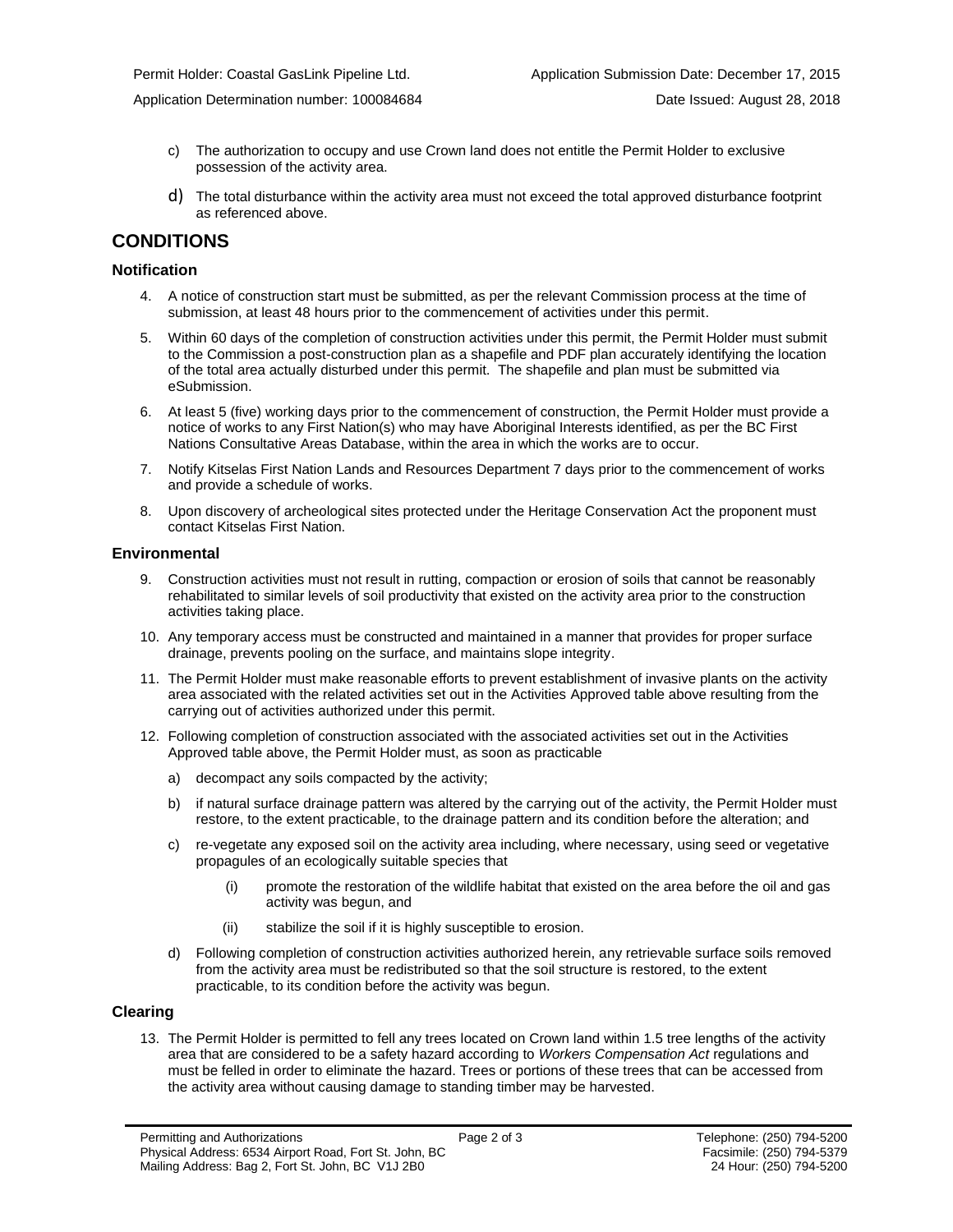c) The authorization to occupy and use Crown land does not entitle the Permit Holder to exclusive possession of the activity area.

d) The total disturbance within the activity area must not exceed the total approved disturbance footprint as referenced above.

## CONDITIONS

### Notification

4. A notice of construction start must be submitted, as per the relevant Commission process at the time of submission, at least 48 hours prior to the commencement of activities under this permit.

5. Within 60 days of the completion of construction activities under this permit, the Permit Holder must submit to the Commission a post-construction plan as a shapefile and PDF plan accurately identifying the location of the total area actually disturbed under this permit. The shapefile and plan must be submitted via eSubmission.

6. At least 5 (five) working days prior to the commencement of construction, the Permit Holder must provide a notice of works to any First Nation(s) who may have Aboriginal Interests identified, as per the BC First Nations Consultative Areas Database, within the area in which the works are to occur.

7. Notify Kitselas First Nation Lands and Resources Department 7 days prior to the commencement of works and provide a schedule of works.

8. Upon discovery of archeological sites protected under the Heritage Conservation Act the proponent must contact Kitselas First Nation.

### Environmental

9. Construction activities must not result in rutting, compaction or erosion of soils that cannot be reasonably rehabilitated to similar levels of soil productivity that existed on the activity area prior to the construction activities taking place.

10. Any temporary access must be constructed and maintained in a manner that provides for proper surface drainage, prevents pooling on the surface, and maintains slope integrity.

11. The Permit Holder must make reasonable efforts to prevent establishment of invasive plants on the activity area associated with the related activities set out in the Activities Approved table above resulting from the carrying out of activities authorized under this permit.

12. Following completion of construction associated with the associated activities set out in the Activities Approved table above, the Permit Holder must, as soon as practicable

    a) decompact any soils compacted by the activity;

    b) if natural surface drainage pattern was altered by the carrying out of the activity, the Permit Holder must restore, to the extent practicable, to the drainage pattern and its condition before the alteration; and

    c) re-vegetate any exposed soil on the activity area including, where necessary, using seed or vegetative propagules of an ecologically suitable species that

        (i) promote the restoration of the wildlife habitat that existed on the area before the oil and gas activity was begun, and

        (ii) stabilize the soil if it is highly susceptible to erosion.

    d) Following completion of construction activities authorized herein, any retrievable surface soils removed from the activity area must be redistributed so that the soil structure is restored, to the extent practicable, to its condition before the activity was begun.

### Clearing

13. The Permit Holder is permitted to fell any trees located on Crown land within 1.5 tree lengths of the activity area that are considered to be a safety hazard according to *Workers Compensation Act* regulations and must be felled in order to eliminate the hazard. Trees or portions of these trees that can be accessed from the activity area without causing damage to standing timber may be harvested.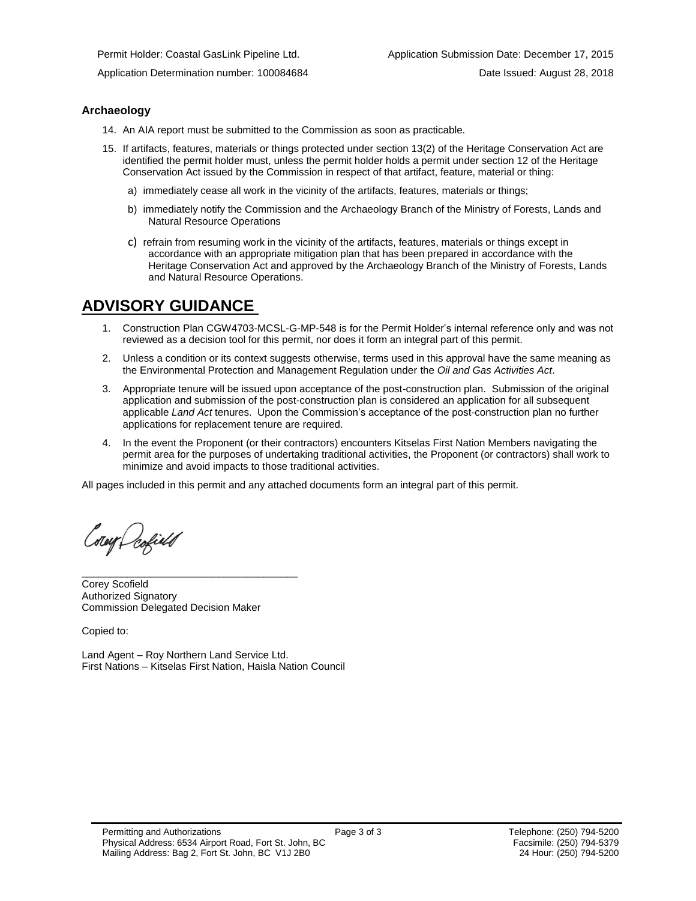### Archaeology

14. An AIA report must be submitted to the Commission as soon as practicable.
15. If artifacts, features, materials or things protected under section 13(2) of the Heritage Conservation Act are identified the permit holder must, unless the permit holder holds a permit under section 12 of the Heritage Conservation Act issued by the Commission in respect of that artifact, feature, material or thing:
    a) immediately cease all work in the vicinity of the artifacts, features, materials or things;
    b) immediately notify the Commission and the Archaeology Branch of the Ministry of Forests, Lands and Natural Resource Operations
    c) refrain from resuming work in the vicinity of the artifacts, features, materials or things except in accordance with an appropriate mitigation plan that has been prepared in accordance with the Heritage Conservation Act and approved by the Archaeology Branch of the Ministry of Forests, Lands and Natural Resource Operations.

# ADVISORY GUIDANCE

1. Construction Plan CGW4703-MCSL-G-MP-548 is for the Permit Holder's internal reference only and was not reviewed as a decision tool for this permit, nor does it form an integral part of this permit.
2. Unless a condition or its context suggests otherwise, terms used in this approval have the same meaning as the Environmental Protection and Management Regulation under the *Oil and Gas Activities Act*.
3. Appropriate tenure will be issued upon acceptance of the post-construction plan. Submission of the original application and submission of the post-construction plan is considered an application for all subsequent applicable *Land Act* tenures. Upon the Commission's acceptance of the post-construction plan no further applications for replacement tenure are required.
4. In the event the Proponent (or their contractors) encounters Kitselas First Nation Members navigating the permit area for the purposes of undertaking traditional activities, the Proponent (or contractors) shall work to minimize and avoid impacts to those traditional activities.

All pages included in this permit and any attached documents form an integral part of this permit.

Corey Scofield
Authorized Signatory
Commission Delegated Decision Maker

Copied to:

Land Agent – Roy Northern Land Service Ltd.
First Nations – Kitselas First Nation, Haisla Nation Council